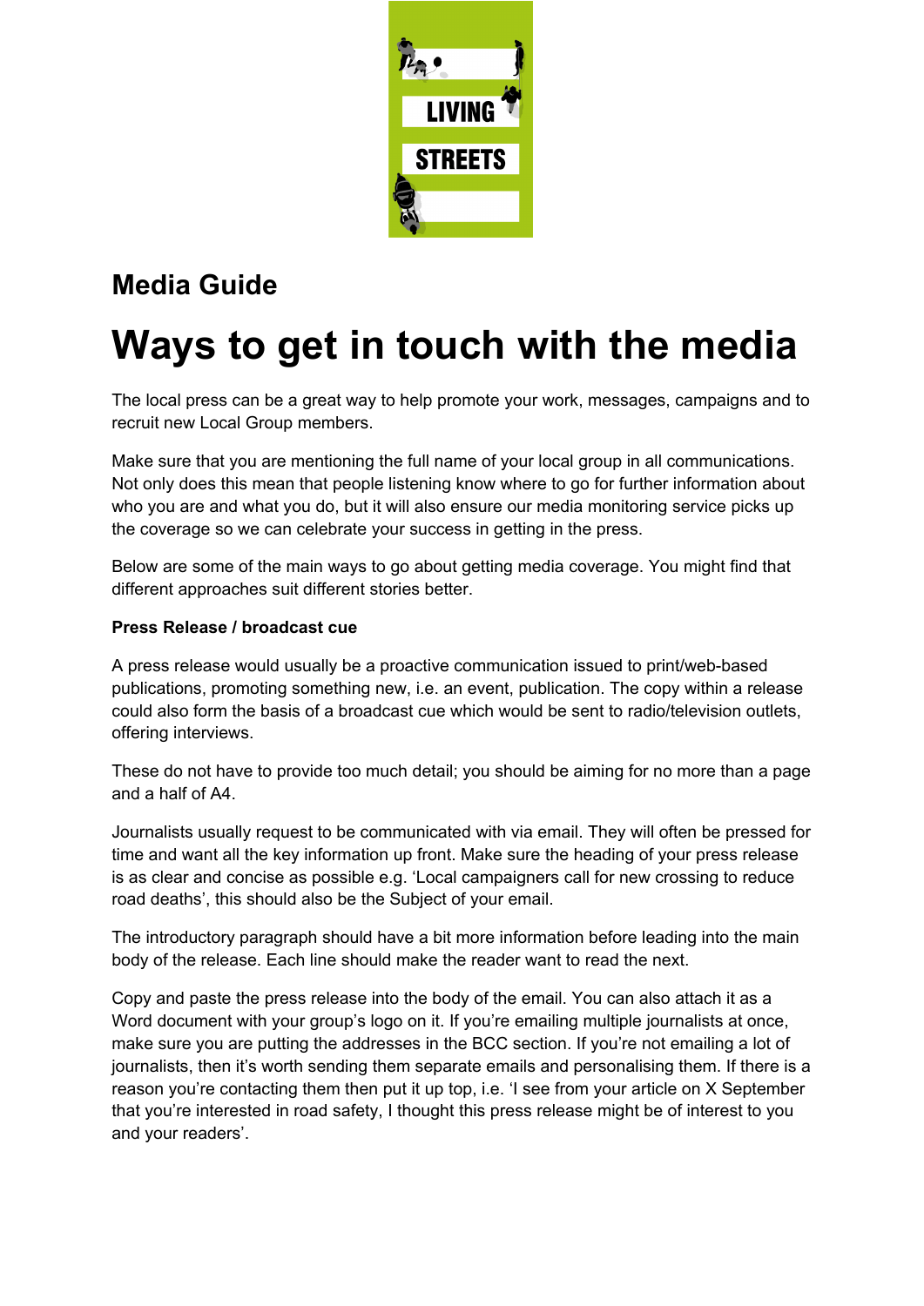LIVING STREETS

## Media Guide

# Ways to get in touch with the media

The local press can be a great way to help promote your work, messages, campaigns and to recruit new Local Group members.

Make sure that you are mentioning the full name of your local group in all communications. Not only does this mean that people listening know where to go for further information about who you are and what you do, but it will also ensure our media monitoring service picks up the coverage so we can celebrate your success in getting in the press.

Below are some of the main ways to go about getting media coverage. You might find that different approaches suit different stories better.

**Press Release / broadcast cue**

A press release would usually be a proactive communication issued to print/web-based publications, promoting something new, i.e. an event, publication. The copy within a release could also form the basis of a broadcast cue which would be sent to radio/television outlets, offering interviews.

These do not have to provide too much detail; you should be aiming for no more than a page and a half of A4.

Journalists usually request to be communicated with via email. They will often be pressed for time and want all the key information up front. Make sure the heading of your press release is as clear and concise as possible e.g. 'Local campaigners call for new crossing to reduce road deaths', this should also be the Subject of your email.

The introductory paragraph should have a bit more information before leading into the main body of the release. Each line should make the reader want to read the next.

Copy and paste the press release into the body of the email. You can also attach it as a Word document with your group's logo on it. If you're emailing multiple journalists at once, make sure you are putting the addresses in the BCC section. If you're not emailing a lot of journalists, then it's worth sending them separate emails and personalising them. If there is a reason you're contacting them then put it up top, i.e. 'I see from your article on X September that you're interested in road safety, I thought this press release might be of interest to you and your readers'.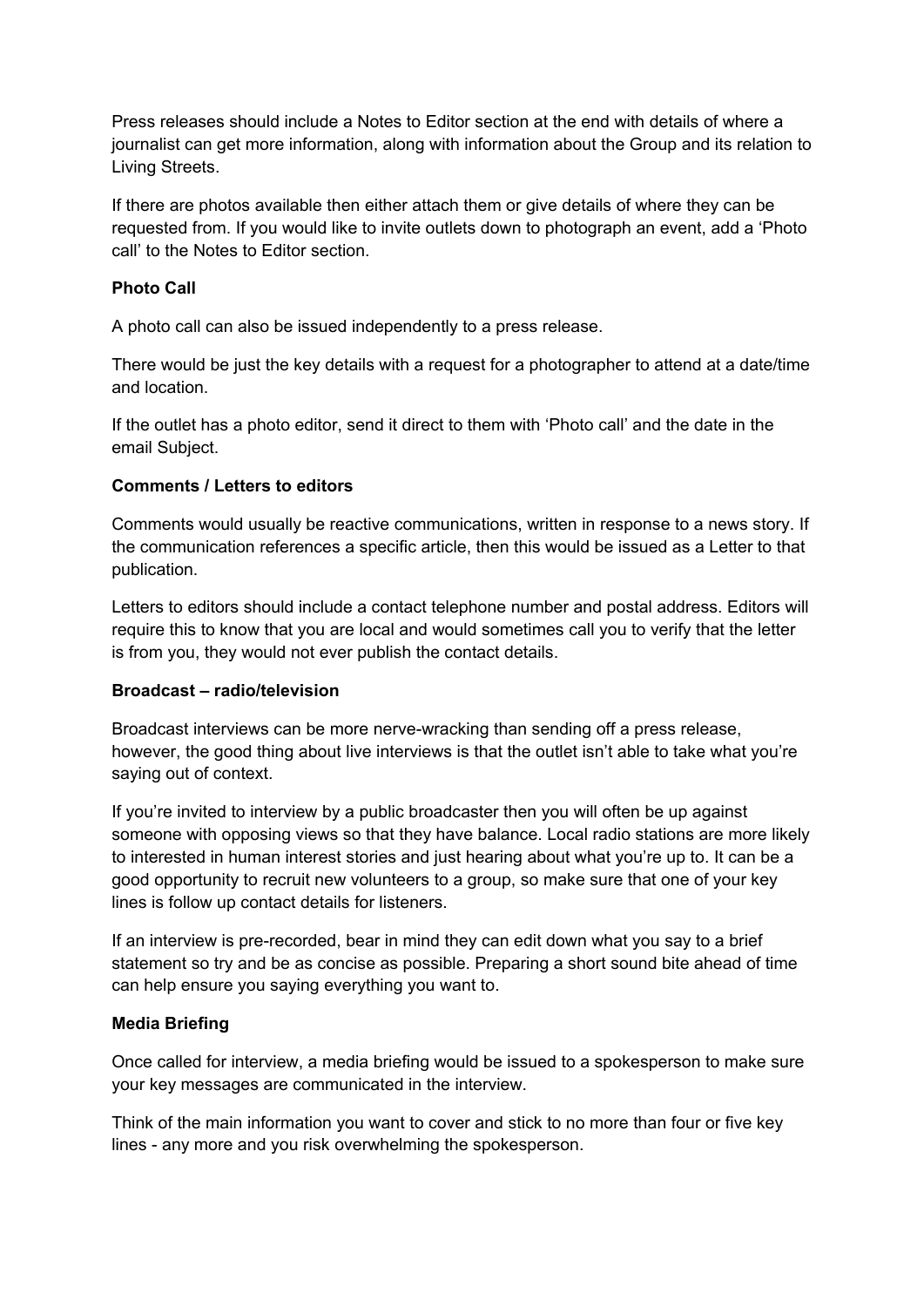Press releases should include a Notes to Editor section at the end with details of where a journalist can get more information, along with information about the Group and its relation to Living Streets.

If there are photos available then either attach them or give details of where they can be requested from. If you would like to invite outlets down to photograph an event, add a 'Photo call' to the Notes to Editor section.

**Photo Call**

A photo call can also be issued independently to a press release.

There would be just the key details with a request for a photographer to attend at a date/time and location.

If the outlet has a photo editor, send it direct to them with 'Photo call' and the date in the email Subject.

**Comments / Letters to editors**

Comments would usually be reactive communications, written in response to a news story. If the communication references a specific article, then this would be issued as a Letter to that publication.

Letters to editors should include a contact telephone number and postal address. Editors will require this to know that you are local and would sometimes call you to verify that the letter is from you, they would not ever publish the contact details.

**Broadcast – radio/television**

Broadcast interviews can be more nerve-wracking than sending off a press release, however, the good thing about live interviews is that the outlet isn't able to take what you're saying out of context.

If you're invited to interview by a public broadcaster then you will often be up against someone with opposing views so that they have balance. Local radio stations are more likely to interested in human interest stories and just hearing about what you're up to. It can be a good opportunity to recruit new volunteers to a group, so make sure that one of your key lines is follow up contact details for listeners.

If an interview is pre-recorded, bear in mind they can edit down what you say to a brief statement so try and be as concise as possible. Preparing a short sound bite ahead of time can help ensure you saying everything you want to.

**Media Briefing**

Once called for interview, a media briefing would be issued to a spokesperson to make sure your key messages are communicated in the interview.

Think of the main information you want to cover and stick to no more than four or five key lines - any more and you risk overwhelming the spokesperson.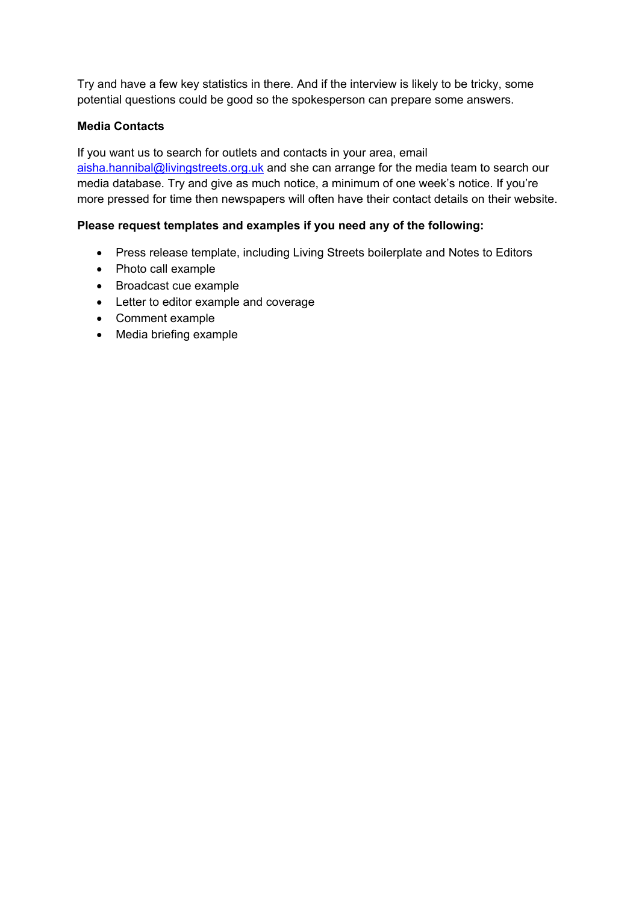Try and have a few key statistics in there. And if the interview is likely to be tricky, some potential questions could be good so the spokesperson can prepare some answers.

**Media Contacts**

If you want us to search for outlets and contacts in your area, email aisha.hannibal@livingstreets.org.uk and she can arrange for the media team to search our media database. Try and give as much notice, a minimum of one week's notice. If you're more pressed for time then newspapers will often have their contact details on their website.

**Please request templates and examples if you need any of the following:**

- Press release template, including Living Streets boilerplate and Notes to Editors
- Photo call example
- Broadcast cue example
- Letter to editor example and coverage
- Comment example
- Media briefing example